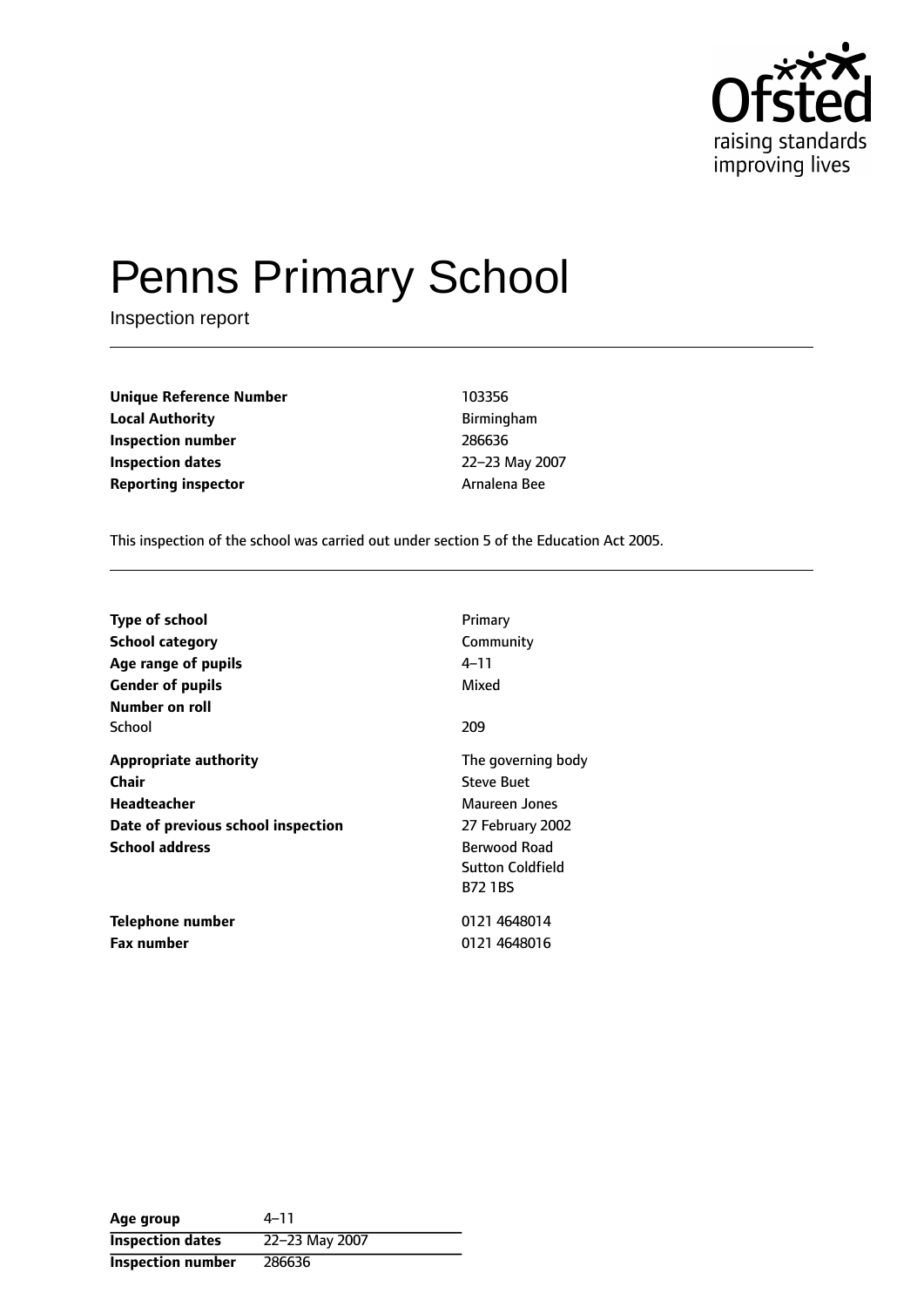Ofsted
raising standards
improving lives

# Penns Primary School

Inspection report

| | |
|---|---|
| **Unique Reference Number** | 103356 |
| **Local Authority** | Birmingham |
| **Inspection number** | 286636 |
| **Inspection dates** | 22–23 May 2007 |
| **Reporting inspector** | Arnalena Bee |

This inspection of the school was carried out under section 5 of the Education Act 2005.

| | |
|---|---|
| **Type of school** | Primary |
| **School category** | Community |
| **Age range of pupils** | 4–11 |
| **Gender of pupils** | Mixed |
| **Number on roll** | |
| School | 209 |
| **Appropriate authority** | The governing body |
| **Chair** | Steve Buet |
| **Headteacher** | Maureen Jones |
| **Date of previous school inspection** | 27 February 2002 |
| **School address** | Berwood Road<br>Sutton Coldfield<br>B72 1BS |
| **Telephone number** | 0121 4648014 |
| **Fax number** | 0121 4648016 |

| **Age group** | 4–11 |
|---|---|
| **Inspection dates** | 22–23 May 2007 |
| **Inspection number** | 286636 |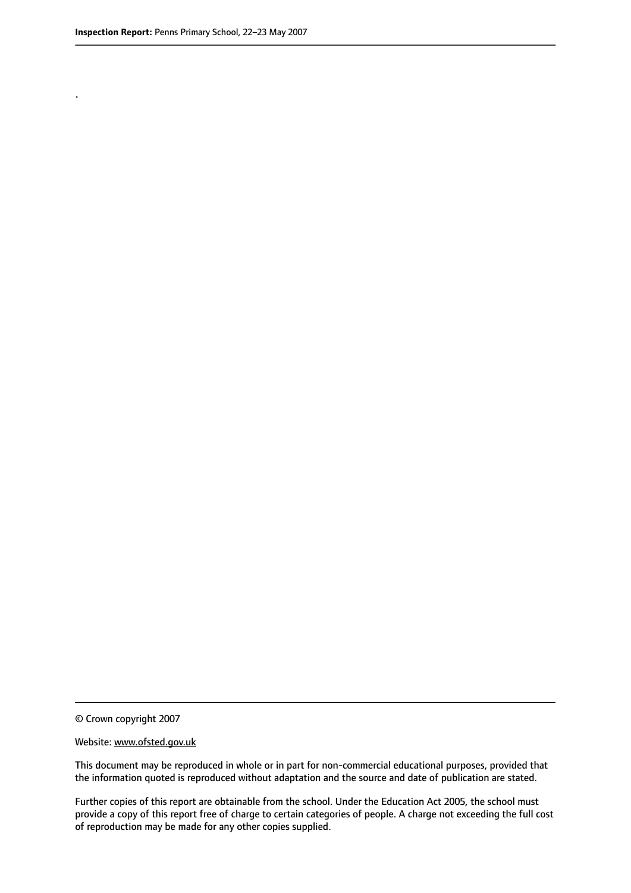.

© Crown copyright 2007

Website: www.ofsted.gov.uk

This document may be reproduced in whole or in part for non-commercial educational purposes, provided that the information quoted is reproduced without adaptation and the source and date of publication are stated.

Further copies of this report are obtainable from the school. Under the Education Act 2005, the school must provide a copy of this report free of charge to certain categories of people. A charge not exceeding the full cost of reproduction may be made for any other copies supplied.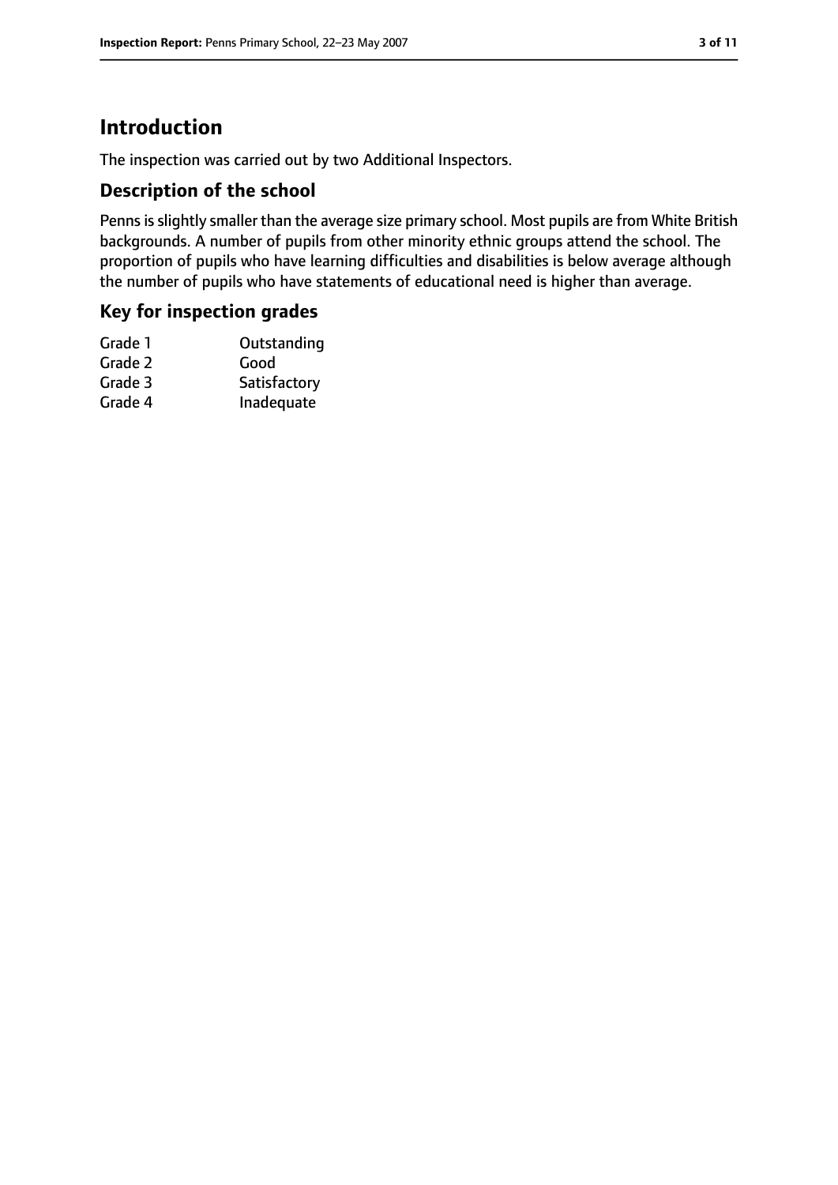# Introduction

The inspection was carried out by two Additional Inspectors.

## Description of the school

Penns is slightly smaller than the average size primary school. Most pupils are from White British backgrounds. A number of pupils from other minority ethnic groups attend the school. The proportion of pupils who have learning difficulties and disabilities is below average although the number of pupils who have statements of educational need is higher than average.

## Key for inspection grades

| | |
|---|---|
| Grade 1 | Outstanding |
| Grade 2 | Good |
| Grade 3 | Satisfactory |
| Grade 4 | Inadequate |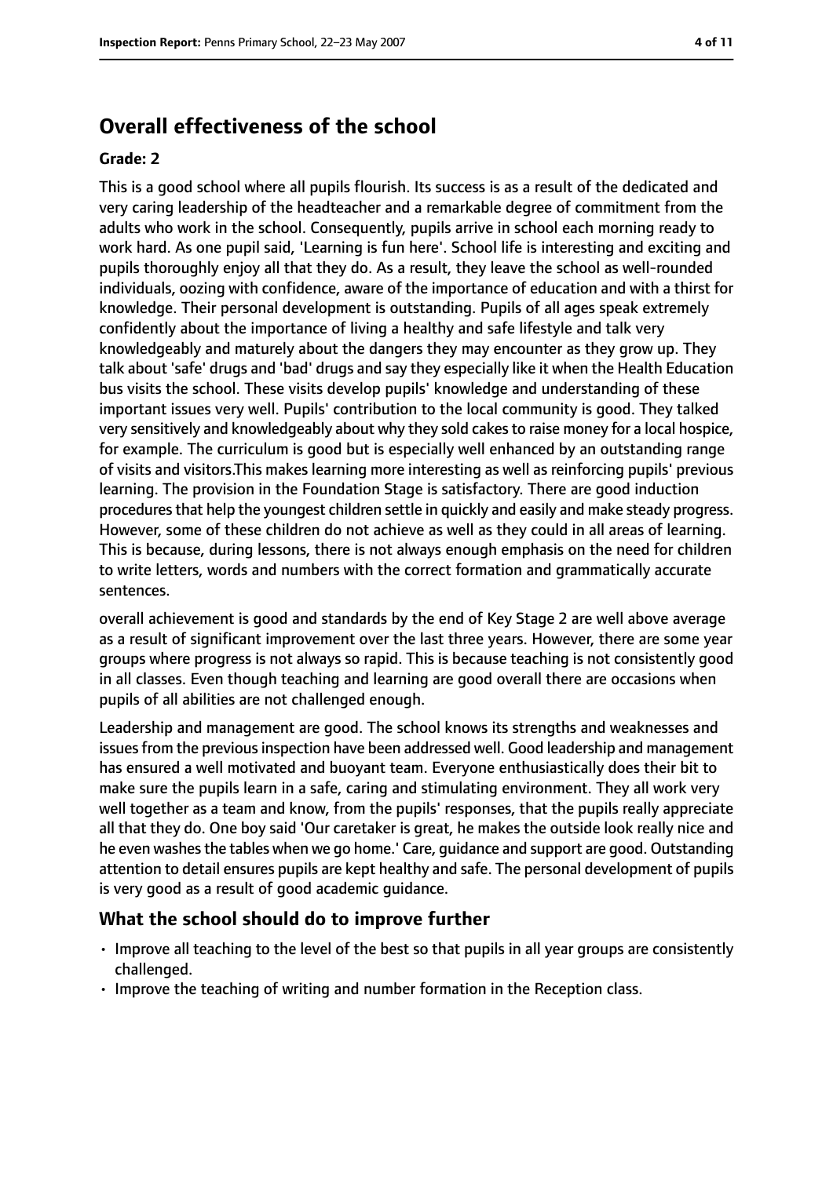## Overall effectiveness of the school

**Grade: 2**

This is a good school where all pupils flourish. Its success is as a result of the dedicated and very caring leadership of the headteacher and a remarkable degree of commitment from the adults who work in the school. Consequently, pupils arrive in school each morning ready to work hard. As one pupil said, 'Learning is fun here'. School life is interesting and exciting and pupils thoroughly enjoy all that they do. As a result, they leave the school as well-rounded individuals, oozing with confidence, aware of the importance of education and with a thirst for knowledge. Their personal development is outstanding. Pupils of all ages speak extremely confidently about the importance of living a healthy and safe lifestyle and talk very knowledgeably and maturely about the dangers they may encounter as they grow up. They talk about 'safe' drugs and 'bad' drugs and say they especially like it when the Health Education bus visits the school. These visits develop pupils' knowledge and understanding of these important issues very well. Pupils' contribution to the local community is good. They talked very sensitively and knowledgeably about why they sold cakes to raise money for a local hospice, for example. The curriculum is good but is especially well enhanced by an outstanding range of visits and visitors.This makes learning more interesting as well as reinforcing pupils' previous learning. The provision in the Foundation Stage is satisfactory. There are good induction procedures that help the youngest children settle in quickly and easily and make steady progress. However, some of these children do not achieve as well as they could in all areas of learning. This is because, during lessons, there is not always enough emphasis on the need for children to write letters, words and numbers with the correct formation and grammatically accurate sentences.

overall achievement is good and standards by the end of Key Stage 2 are well above average as a result of significant improvement over the last three years. However, there are some year groups where progress is not always so rapid. This is because teaching is not consistently good in all classes. Even though teaching and learning are good overall there are occasions when pupils of all abilities are not challenged enough.

Leadership and management are good. The school knows its strengths and weaknesses and issues from the previous inspection have been addressed well. Good leadership and management has ensured a well motivated and buoyant team. Everyone enthusiastically does their bit to make sure the pupils learn in a safe, caring and stimulating environment. They all work very well together as a team and know, from the pupils' responses, that the pupils really appreciate all that they do. One boy said 'Our caretaker is great, he makes the outside look really nice and he even washes the tables when we go home.' Care, guidance and support are good. Outstanding attention to detail ensures pupils are kept healthy and safe. The personal development of pupils is very good as a result of good academic guidance.

### What the school should do to improve further

- Improve all teaching to the level of the best so that pupils in all year groups are consistently challenged.
- Improve the teaching of writing and number formation in the Reception class.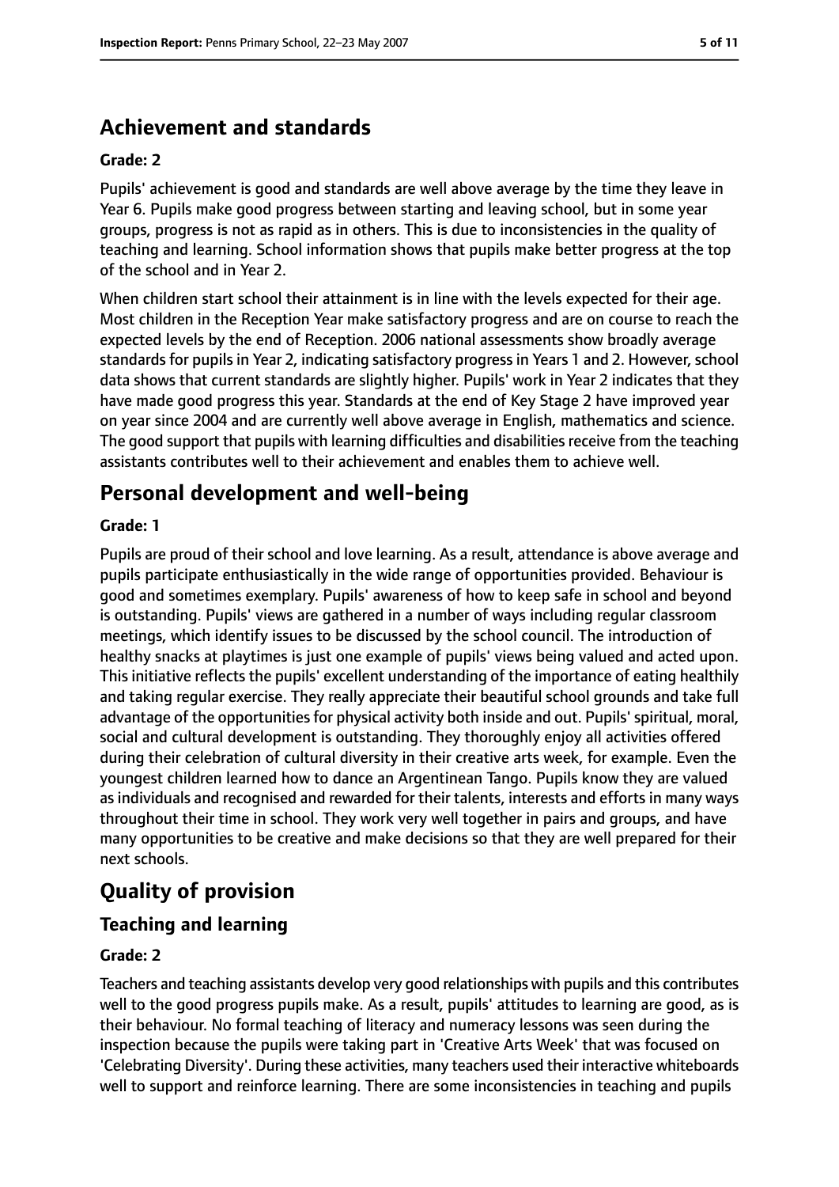## Achievement and standards

**Grade: 2**

Pupils' achievement is good and standards are well above average by the time they leave in Year 6. Pupils make good progress between starting and leaving school, but in some year groups, progress is not as rapid as in others. This is due to inconsistencies in the quality of teaching and learning. School information shows that pupils make better progress at the top of the school and in Year 2.

When children start school their attainment is in line with the levels expected for their age. Most children in the Reception Year make satisfactory progress and are on course to reach the expected levels by the end of Reception. 2006 national assessments show broadly average standards for pupils in Year 2, indicating satisfactory progress in Years 1 and 2. However, school data shows that current standards are slightly higher. Pupils' work in Year 2 indicates that they have made good progress this year. Standards at the end of Key Stage 2 have improved year on year since 2004 and are currently well above average in English, mathematics and science. The good support that pupils with learning difficulties and disabilities receive from the teaching assistants contributes well to their achievement and enables them to achieve well.

## Personal development and well-being

**Grade: 1**

Pupils are proud of their school and love learning. As a result, attendance is above average and pupils participate enthusiastically in the wide range of opportunities provided. Behaviour is good and sometimes exemplary. Pupils' awareness of how to keep safe in school and beyond is outstanding. Pupils' views are gathered in a number of ways including regular classroom meetings, which identify issues to be discussed by the school council. The introduction of healthy snacks at playtimes is just one example of pupils' views being valued and acted upon. This initiative reflects the pupils' excellent understanding of the importance of eating healthily and taking regular exercise. They really appreciate their beautiful school grounds and take full advantage of the opportunities for physical activity both inside and out. Pupils' spiritual, moral, social and cultural development is outstanding. They thoroughly enjoy all activities offered during their celebration of cultural diversity in their creative arts week, for example. Even the youngest children learned how to dance an Argentinean Tango. Pupils know they are valued as individuals and recognised and rewarded for their talents, interests and efforts in many ways throughout their time in school. They work very well together in pairs and groups, and have many opportunities to be creative and make decisions so that they are well prepared for their next schools.

# Quality of provision

## Teaching and learning

**Grade: 2**

Teachers and teaching assistants develop very good relationships with pupils and this contributes well to the good progress pupils make. As a result, pupils' attitudes to learning are good, as is their behaviour. No formal teaching of literacy and numeracy lessons was seen during the inspection because the pupils were taking part in 'Creative Arts Week' that was focused on 'Celebrating Diversity'. During these activities, many teachers used their interactive whiteboards well to support and reinforce learning. There are some inconsistencies in teaching and pupils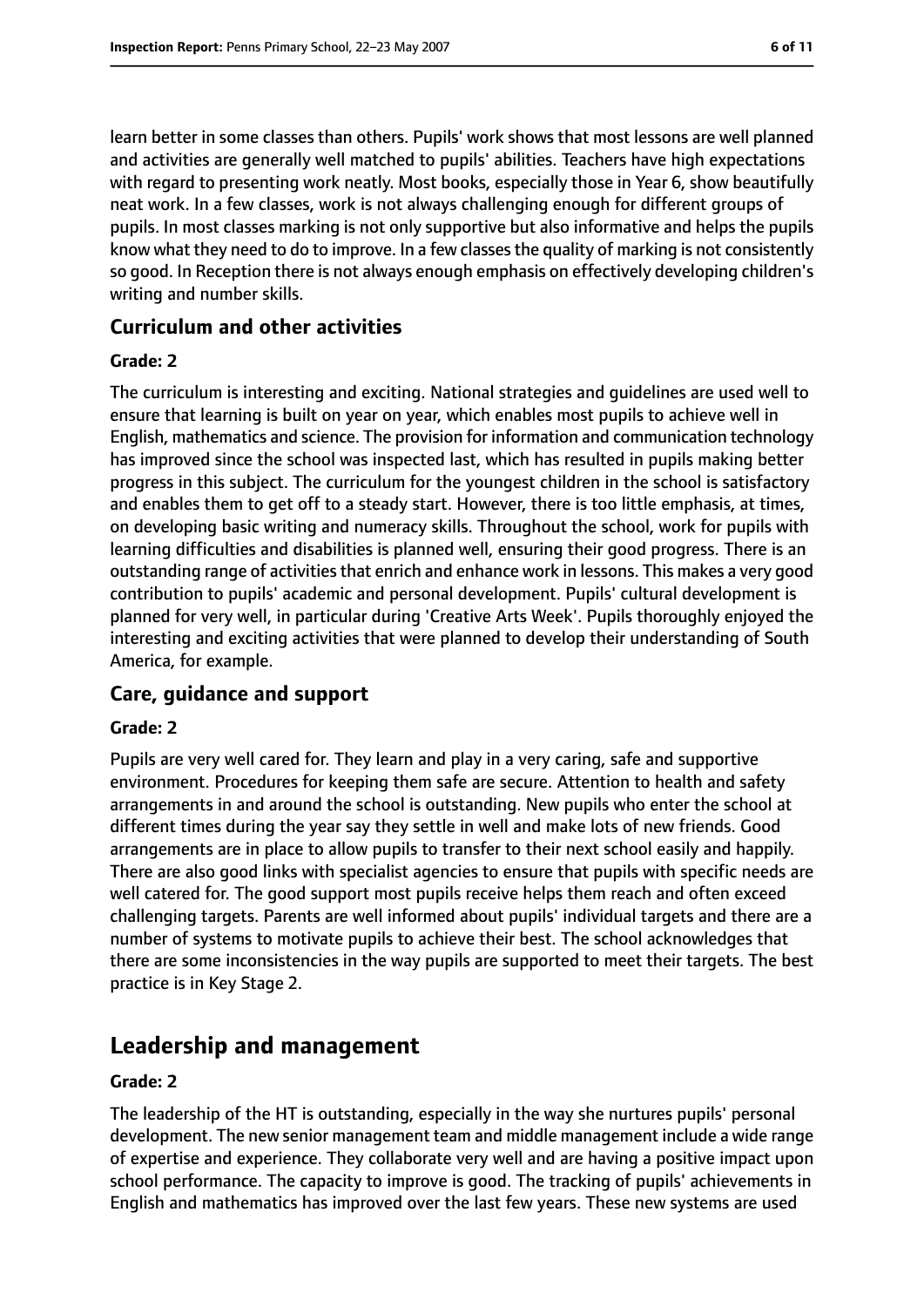learn better in some classes than others. Pupils' work shows that most lessons are well planned and activities are generally well matched to pupils' abilities. Teachers have high expectations with regard to presenting work neatly. Most books, especially those in Year 6, show beautifully neat work. In a few classes, work is not always challenging enough for different groups of pupils. In most classes marking is not only supportive but also informative and helps the pupils know what they need to do to improve. In a few classes the quality of marking is not consistently so good. In Reception there is not always enough emphasis on effectively developing children's writing and number skills.

### Curriculum and other activities

#### Grade: 2

The curriculum is interesting and exciting. National strategies and guidelines are used well to ensure that learning is built on year on year, which enables most pupils to achieve well in English, mathematics and science. The provision for information and communication technology has improved since the school was inspected last, which has resulted in pupils making better progress in this subject. The curriculum for the youngest children in the school is satisfactory and enables them to get off to a steady start. However, there is too little emphasis, at times, on developing basic writing and numeracy skills. Throughout the school, work for pupils with learning difficulties and disabilities is planned well, ensuring their good progress. There is an outstanding range of activities that enrich and enhance work in lessons. This makes a very good contribution to pupils' academic and personal development. Pupils' cultural development is planned for very well, in particular during 'Creative Arts Week'. Pupils thoroughly enjoyed the interesting and exciting activities that were planned to develop their understanding of South America, for example.

### Care, guidance and support

#### Grade: 2

Pupils are very well cared for. They learn and play in a very caring, safe and supportive environment. Procedures for keeping them safe are secure. Attention to health and safety arrangements in and around the school is outstanding. New pupils who enter the school at different times during the year say they settle in well and make lots of new friends. Good arrangements are in place to allow pupils to transfer to their next school easily and happily. There are also good links with specialist agencies to ensure that pupils with specific needs are well catered for. The good support most pupils receive helps them reach and often exceed challenging targets. Parents are well informed about pupils' individual targets and there are a number of systems to motivate pupils to achieve their best. The school acknowledges that there are some inconsistencies in the way pupils are supported to meet their targets. The best practice is in Key Stage 2.

## Leadership and management

#### Grade: 2

The leadership of the HT is outstanding, especially in the way she nurtures pupils' personal development. The new senior management team and middle management include a wide range of expertise and experience. They collaborate very well and are having a positive impact upon school performance. The capacity to improve is good. The tracking of pupils' achievements in English and mathematics has improved over the last few years. These new systems are used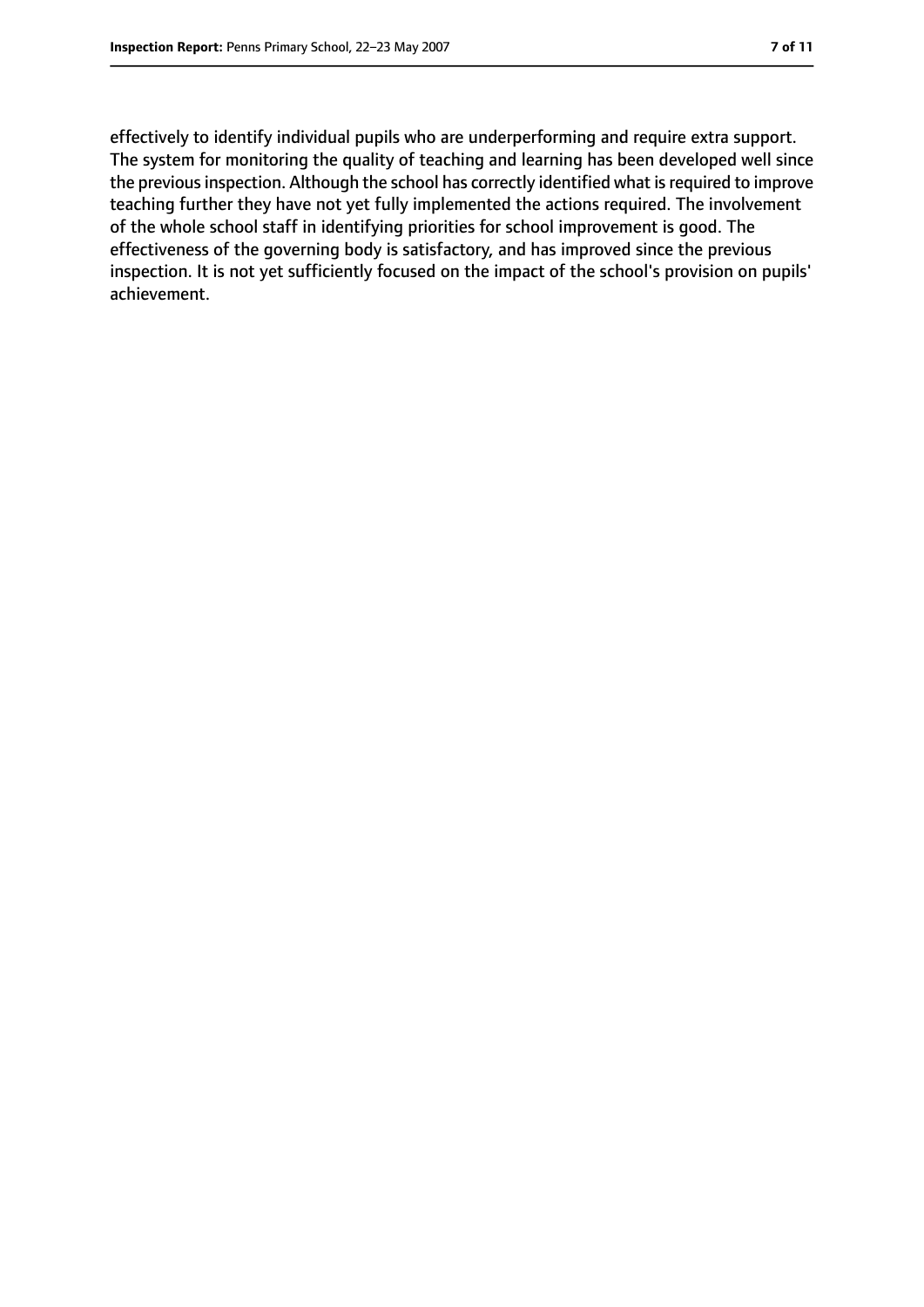effectively to identify individual pupils who are underperforming and require extra support. The system for monitoring the quality of teaching and learning has been developed well since the previous inspection. Although the school has correctly identified what is required to improve teaching further they have not yet fully implemented the actions required. The involvement of the whole school staff in identifying priorities for school improvement is good. The effectiveness of the governing body is satisfactory, and has improved since the previous inspection. It is not yet sufficiently focused on the impact of the school's provision on pupils' achievement.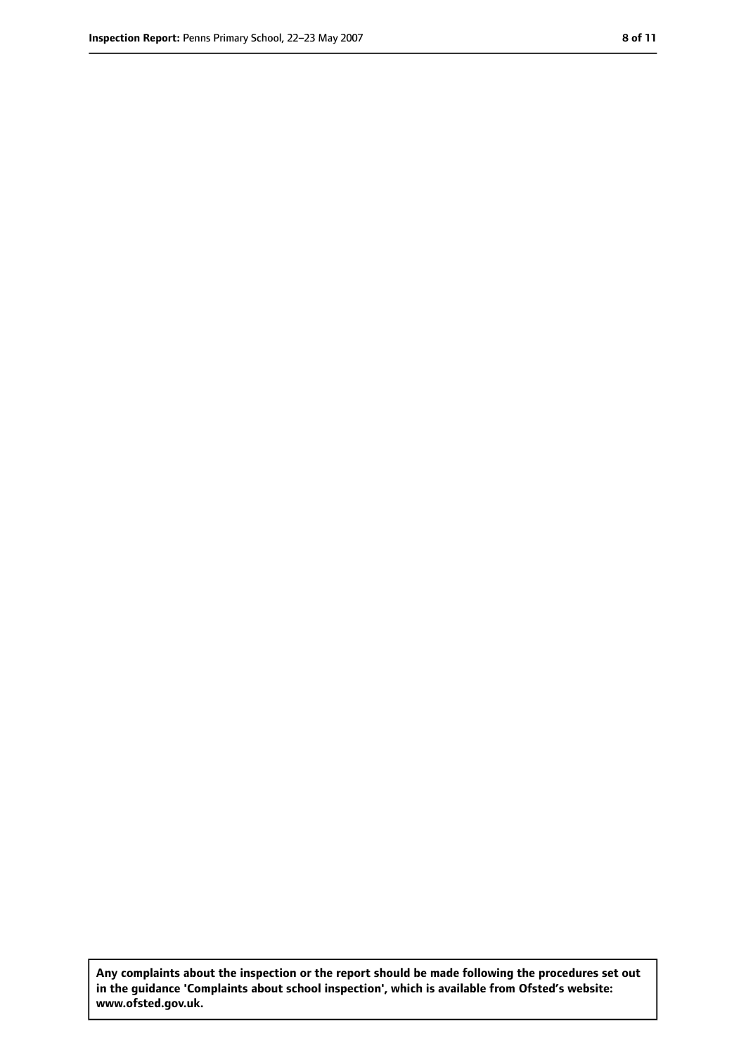**Any complaints about the inspection or the report should be made following the procedures set out in the guidance 'Complaints about school inspection', which is available from Ofsted's website: www.ofsted.gov.uk.**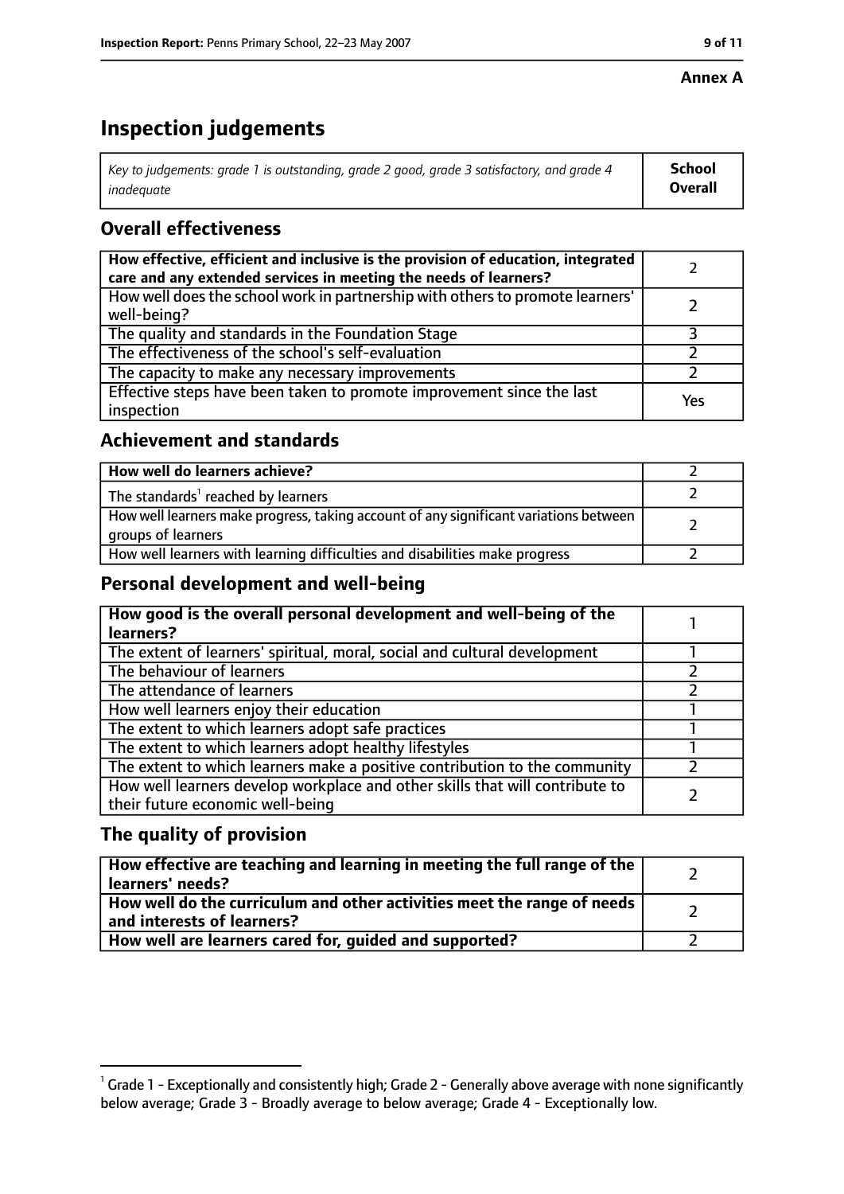**Annex A**

# Inspection judgements

| *Key to judgements: grade 1 is outstanding, grade 2 good, grade 3 satisfactory, and grade 4 inadequate* | **School Overall** |
|---|---|

## Overall effectiveness

| | |
|---|---|
| **How effective, efficient and inclusive is the provision of education, integrated care and any extended services in meeting the needs of learners?** | 2 |
| How well does the school work in partnership with others to promote learners' well-being? | 2 |
| The quality and standards in the Foundation Stage | 3 |
| The effectiveness of the school's self-evaluation | 2 |
| The capacity to make any necessary improvements | 2 |
| Effective steps have been taken to promote improvement since the last inspection | Yes |

## Achievement and standards

| | |
|---|---|
| **How well do learners achieve?** | 2 |
| The standards[1] reached by learners | 2 |
| How well learners make progress, taking account of any significant variations between groups of learners | 2 |
| How well learners with learning difficulties and disabilities make progress | 2 |

## Personal development and well-being

| | |
|---|---|
| **How good is the overall personal development and well-being of the learners?** | 1 |
| The extent of learners' spiritual, moral, social and cultural development | 1 |
| The behaviour of learners | 2 |
| The attendance of learners | 2 |
| How well learners enjoy their education | 1 |
| The extent to which learners adopt safe practices | 1 |
| The extent to which learners adopt healthy lifestyles | 1 |
| The extent to which learners make a positive contribution to the community | 2 |
| How well learners develop workplace and other skills that will contribute to their future economic well-being | 2 |

## The quality of provision

| | |
|---|---|
| **How effective are teaching and learning in meeting the full range of the learners' needs?** | 2 |
| **How well do the curriculum and other activities meet the range of needs and interests of learners?** | 2 |
| **How well are learners cared for, guided and supported?** | 2 |

[1] Grade 1 - Exceptionally and consistently high; Grade 2 - Generally above average with none significantly below average; Grade 3 - Broadly average to below average; Grade 4 - Exceptionally low.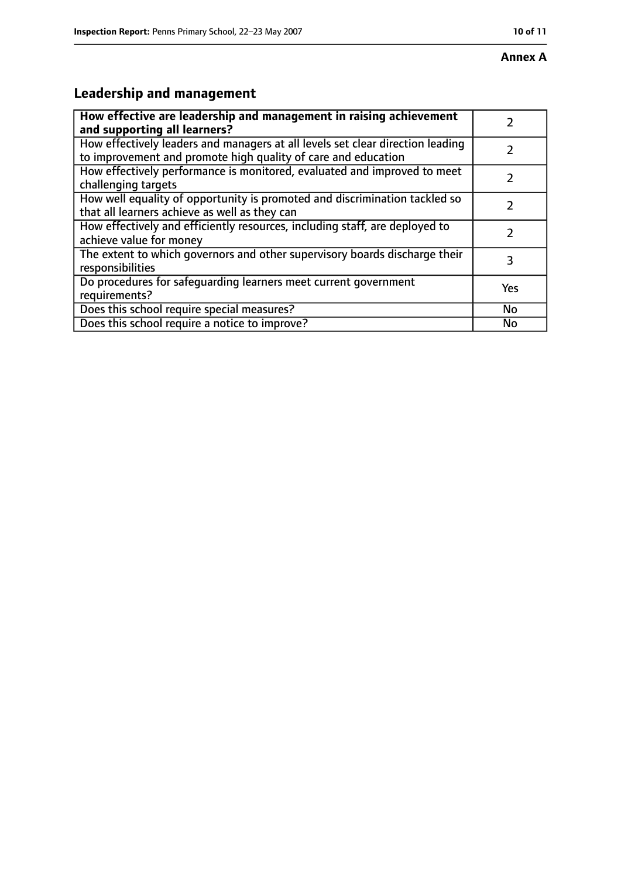**Annex A**

## Leadership and management

| **How effective are leadership and management in raising achievement and supporting all learners?** | 2 |
|---|---|
| How effectively leaders and managers at all levels set clear direction leading to improvement and promote high quality of care and education | 2 |
| How effectively performance is monitored, evaluated and improved to meet challenging targets | 2 |
| How well equality of opportunity is promoted and discrimination tackled so that all learners achieve as well as they can | 2 |
| How effectively and efficiently resources, including staff, are deployed to achieve value for money | 2 |
| The extent to which governors and other supervisory boards discharge their responsibilities | 3 |
| Do procedures for safeguarding learners meet current government requirements? | Yes |
| Does this school require special measures? | No |
| Does this school require a notice to improve? | No |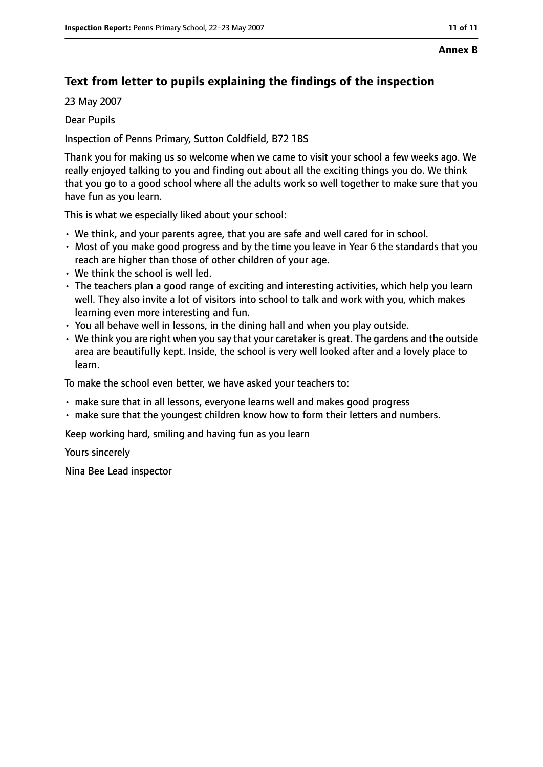**Annex B**

## Text from letter to pupils explaining the findings of the inspection

23 May 2007

Dear Pupils

Inspection of Penns Primary, Sutton Coldfield, B72 1BS

Thank you for making us so welcome when we came to visit your school a few weeks ago. We really enjoyed talking to you and finding out about all the exciting things you do. We think that you go to a good school where all the adults work so well together to make sure that you have fun as you learn.

This is what we especially liked about your school:

- We think, and your parents agree, that you are safe and well cared for in school.
- Most of you make good progress and by the time you leave in Year 6 the standards that you reach are higher than those of other children of your age.
- We think the school is well led.
- The teachers plan a good range of exciting and interesting activities, which help you learn well. They also invite a lot of visitors into school to talk and work with you, which makes learning even more interesting and fun.
- You all behave well in lessons, in the dining hall and when you play outside.
- We think you are right when you say that your caretaker is great. The gardens and the outside area are beautifully kept. Inside, the school is very well looked after and a lovely place to learn.

To make the school even better, we have asked your teachers to:

- make sure that in all lessons, everyone learns well and makes good progress
- make sure that the youngest children know how to form their letters and numbers.

Keep working hard, smiling and having fun as you learn

Yours sincerely

Nina Bee Lead inspector